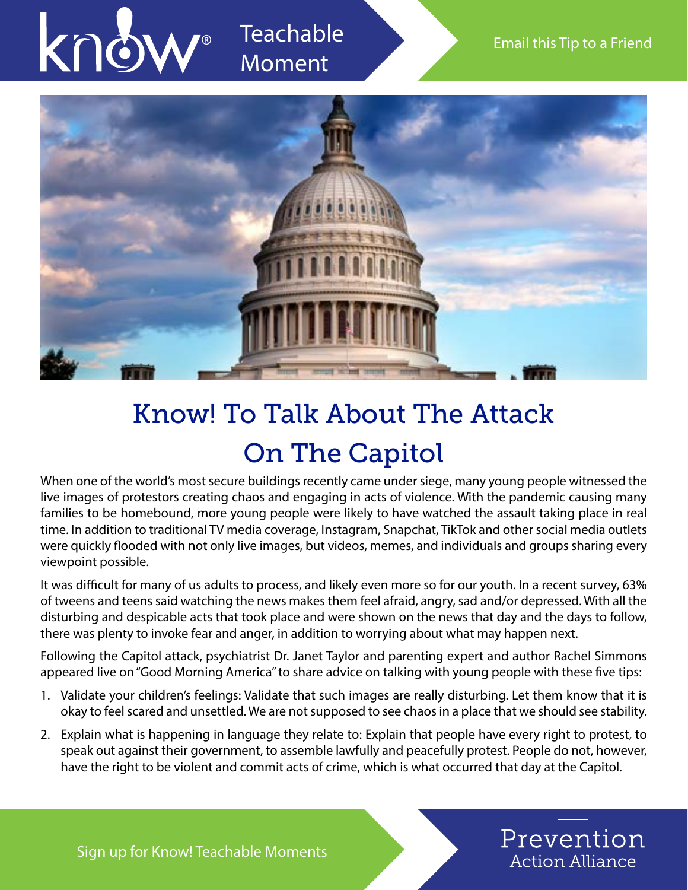know® Teachable Moment

Email this Tip to a Friend

# Know! To Talk About The Attack On The Capitol

When one of the world's most secure buildings recently came under siege, many young people witnessed the live images of protestors creating chaos and engaging in acts of violence. With the pandemic causing many families to be homebound, more young people were likely to have watched the assault taking place in real time. In addition to traditional TV media coverage, Instagram, Snapchat, TikTok and other social media outlets were quickly flooded with not only live images, but videos, memes, and individuals and groups sharing every viewpoint possible.

It was difficult for many of us adults to process, and likely even more so for our youth. In a recent survey, 63% of tweens and teens said watching the news makes them feel afraid, angry, sad and/or depressed. With all the disturbing and despicable acts that took place and were shown on the news that day and the days to follow, there was plenty to invoke fear and anger, in addition to worrying about what may happen next.

Following the Capitol attack, psychiatrist Dr. Janet Taylor and parenting expert and author Rachel Simmons appeared live on "Good Morning America" to share advice on talking with young people with these five tips:

1. Validate your children's feelings: Validate that such images are really disturbing. Let them know that it is okay to feel scared and unsettled. We are not supposed to see chaos in a place that we should see stability.
2. Explain what is happening in language they relate to: Explain that people have every right to protest, to speak out against their government, to assemble lawfully and peacefully protest. People do not, however, have the right to be violent and commit acts of crime, which is what occurred that day at the Capitol.

Sign up for Know! Teachable Moments

Prevention Action Alliance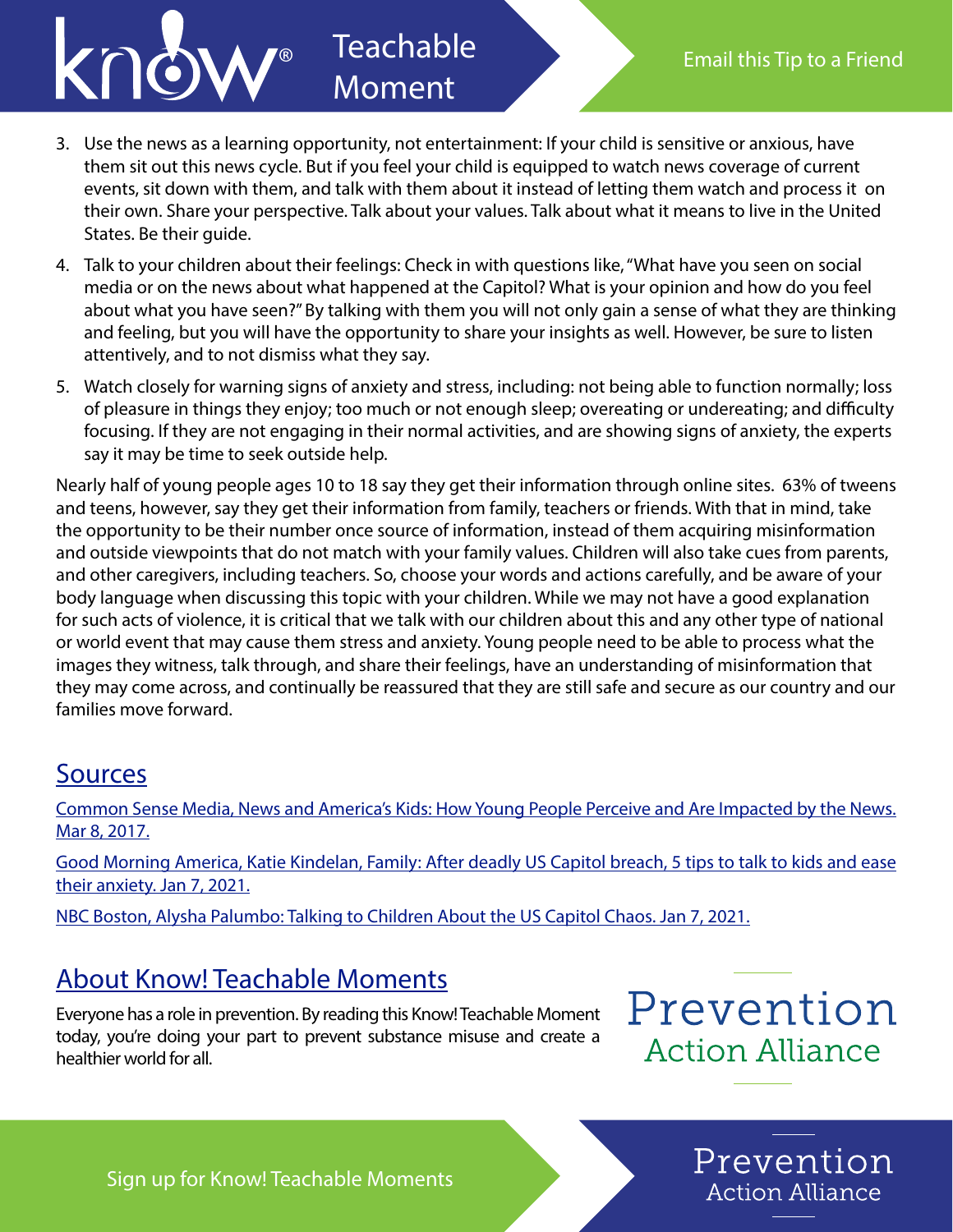3. Use the news as a learning opportunity, not entertainment: If your child is sensitive or anxious, have them sit out this news cycle. But if you feel your child is equipped to watch news coverage of current events, sit down with them, and talk with them about it instead of letting them watch and process it on their own. Share your perspective. Talk about your values. Talk about what it means to live in the United States. Be their guide.
4. Talk to your children about their feelings: Check in with questions like, "What have you seen on social media or on the news about what happened at the Capitol? What is your opinion and how do you feel about what you have seen?" By talking with them you will not only gain a sense of what they are thinking and feeling, but you will have the opportunity to share your insights as well. However, be sure to listen attentively, and to not dismiss what they say.
5. Watch closely for warning signs of anxiety and stress, including: not being able to function normally; loss of pleasure in things they enjoy; too much or not enough sleep; overeating or undereating; and difficulty focusing. If they are not engaging in their normal activities, and are showing signs of anxiety, the experts say it may be time to seek outside help.

Nearly half of young people ages 10 to 18 say they get their information through online sites. 63% of tweens and teens, however, say they get their information from family, teachers or friends. With that in mind, take the opportunity to be their number once source of information, instead of them acquiring misinformation and outside viewpoints that do not match with your family values. Children will also take cues from parents, and other caregivers, including teachers. So, choose your words and actions carefully, and be aware of your body language when discussing this topic with your children. While we may not have a good explanation for such acts of violence, it is critical that we talk with our children about this and any other type of national or world event that may cause them stress and anxiety. Young people need to be able to process what the images they witness, talk through, and share their feelings, have an understanding of misinformation that they may come across, and continually be reassured that they are still safe and secure as our country and our families move forward.

## Sources

Common Sense Media, News and America's Kids: How Young People Perceive and Are Impacted by the News. Mar 8, 2017.

Good Morning America, Katie Kindelan, Family: After deadly US Capitol breach, 5 tips to talk to kids and ease their anxiety. Jan 7, 2021.

NBC Boston, Alysha Palumbo: Talking to Children About the US Capitol Chaos. Jan 7, 2021.

## About Know! Teachable Moments

Everyone has a role in prevention. By reading this Know! Teachable Moment today, you're doing your part to prevent substance misuse and create a healthier world for all.

Prevention Action Alliance

Sign up for Know! Teachable Moments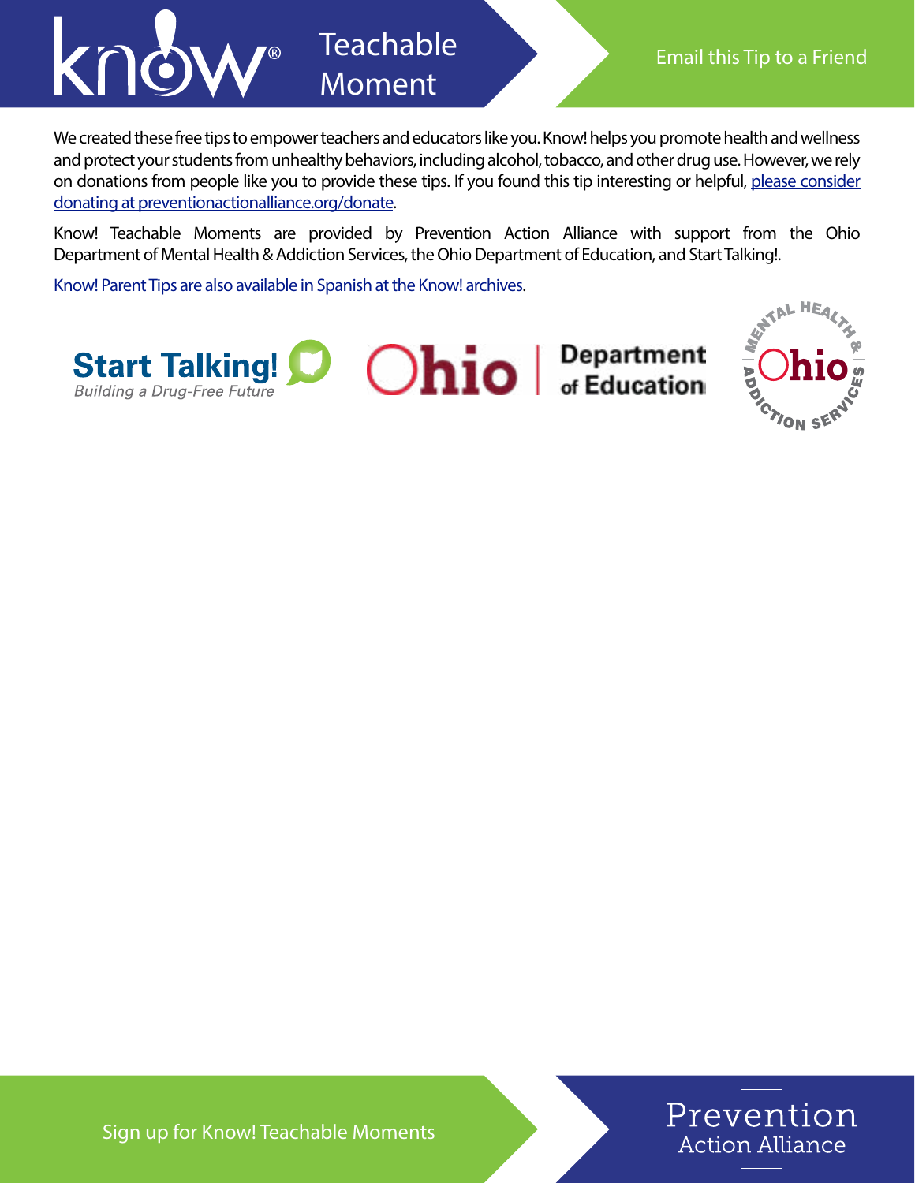Know! Teachable Moment

Email this Tip to a Friend

We created these free tips to empower teachers and educators like you. Know! helps you promote health and wellness and protect your students from unhealthy behaviors, including alcohol, tobacco, and other drug use. However, we rely on donations from people like you to provide these tips. If you found this tip interesting or helpful, please consider donating at preventionactionalliance.org/donate.

Know! Teachable Moments are provided by Prevention Action Alliance with support from the Ohio Department of Mental Health & Addiction Services, the Ohio Department of Education, and Start Talking!.

Know! Parent Tips are also available in Spanish at the Know! archives.

Start Talking! Building a Drug-Free Future

Ohio | Department of Education

Ohio Mental Health & Addiction Services

Sign up for Know! Teachable Moments

Prevention Action Alliance